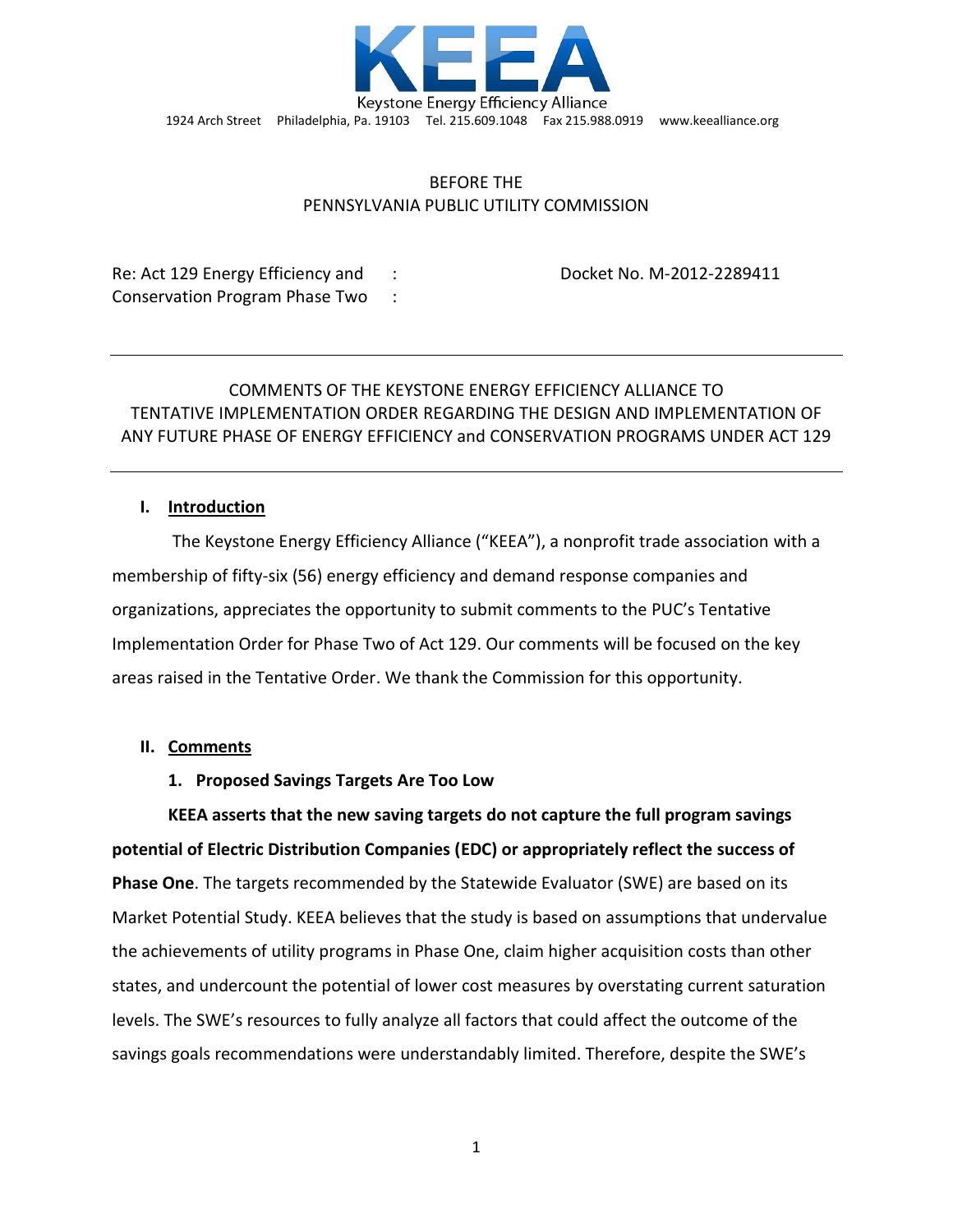KEEA

Keystone Energy Efficiency Alliance

1924 Arch Street Philadelphia, Pa. 19103 Tel. 215.609.1048 Fax 215.988.0919 www.keealliance.org

BEFORE THE
PENNSYLVANIA PUBLIC UTILITY COMMISSION

| Re: Act 129 Energy Efficiency and Conservation Program Phase Two | : : | Docket No. M-2012-2289411 |
|---|---|---|

---

COMMENTS OF THE KEYSTONE ENERGY EFFICIENCY ALLIANCE TO TENTATIVE IMPLEMENTATION ORDER REGARDING THE DESIGN AND IMPLEMENTATION OF ANY FUTURE PHASE OF ENERGY EFFICIENCY and CONSERVATION PROGRAMS UNDER ACT 129

---

## I. Introduction

The Keystone Energy Efficiency Alliance ("KEEA"), a nonprofit trade association with a membership of fifty-six (56) energy efficiency and demand response companies and organizations, appreciates the opportunity to submit comments to the PUC's Tentative Implementation Order for Phase Two of Act 129. Our comments will be focused on the key areas raised in the Tentative Order. We thank the Commission for this opportunity.

## II. Comments

### 1. Proposed Savings Targets Are Too Low

**KEEA asserts that the new saving targets do not capture the full program savings potential of Electric Distribution Companies (EDC) or appropriately reflect the success of Phase One**. The targets recommended by the Statewide Evaluator (SWE) are based on its Market Potential Study. KEEA believes that the study is based on assumptions that undervalue the achievements of utility programs in Phase One, claim higher acquisition costs than other states, and undercount the potential of lower cost measures by overstating current saturation levels. The SWE's resources to fully analyze all factors that could affect the outcome of the savings goals recommendations were understandably limited. Therefore, despite the SWE's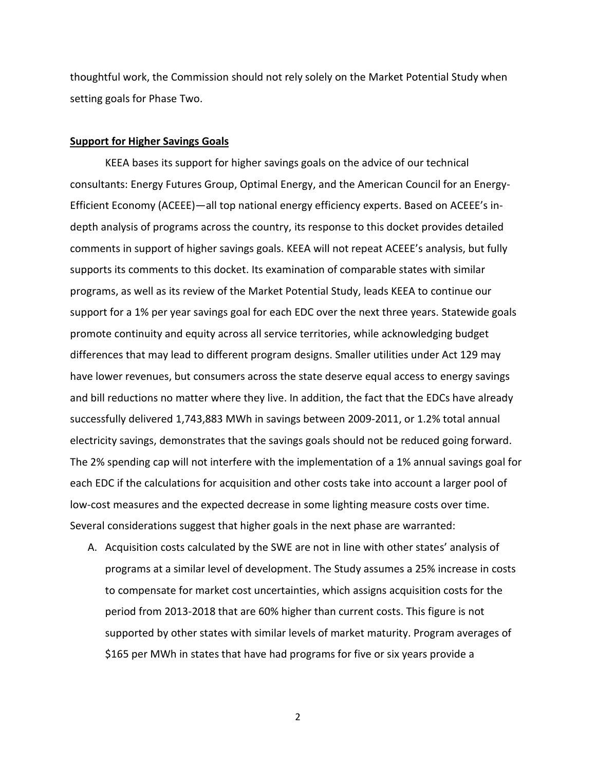thoughtful work, the Commission should not rely solely on the Market Potential Study when setting goals for Phase Two.

**Support for Higher Savings Goals**

KEEA bases its support for higher savings goals on the advice of our technical consultants: Energy Futures Group, Optimal Energy, and the American Council for an Energy-Efficient Economy (ACEEE)—all top national energy efficiency experts. Based on ACEEE's in-depth analysis of programs across the country, its response to this docket provides detailed comments in support of higher savings goals. KEEA will not repeat ACEEE's analysis, but fully supports its comments to this docket. Its examination of comparable states with similar programs, as well as its review of the Market Potential Study, leads KEEA to continue our support for a 1% per year savings goal for each EDC over the next three years. Statewide goals promote continuity and equity across all service territories, while acknowledging budget differences that may lead to different program designs. Smaller utilities under Act 129 may have lower revenues, but consumers across the state deserve equal access to energy savings and bill reductions no matter where they live. In addition, the fact that the EDCs have already successfully delivered 1,743,883 MWh in savings between 2009-2011, or 1.2% total annual electricity savings, demonstrates that the savings goals should not be reduced going forward. The 2% spending cap will not interfere with the implementation of a 1% annual savings goal for each EDC if the calculations for acquisition and other costs take into account a larger pool of low-cost measures and the expected decrease in some lighting measure costs over time. Several considerations suggest that higher goals in the next phase are warranted:

A. Acquisition costs calculated by the SWE are not in line with other states' analysis of programs at a similar level of development. The Study assumes a 25% increase in costs to compensate for market cost uncertainties, which assigns acquisition costs for the period from 2013-2018 that are 60% higher than current costs. This figure is not supported by other states with similar levels of market maturity. Program averages of $165 per MWh in states that have had programs for five or six years provide a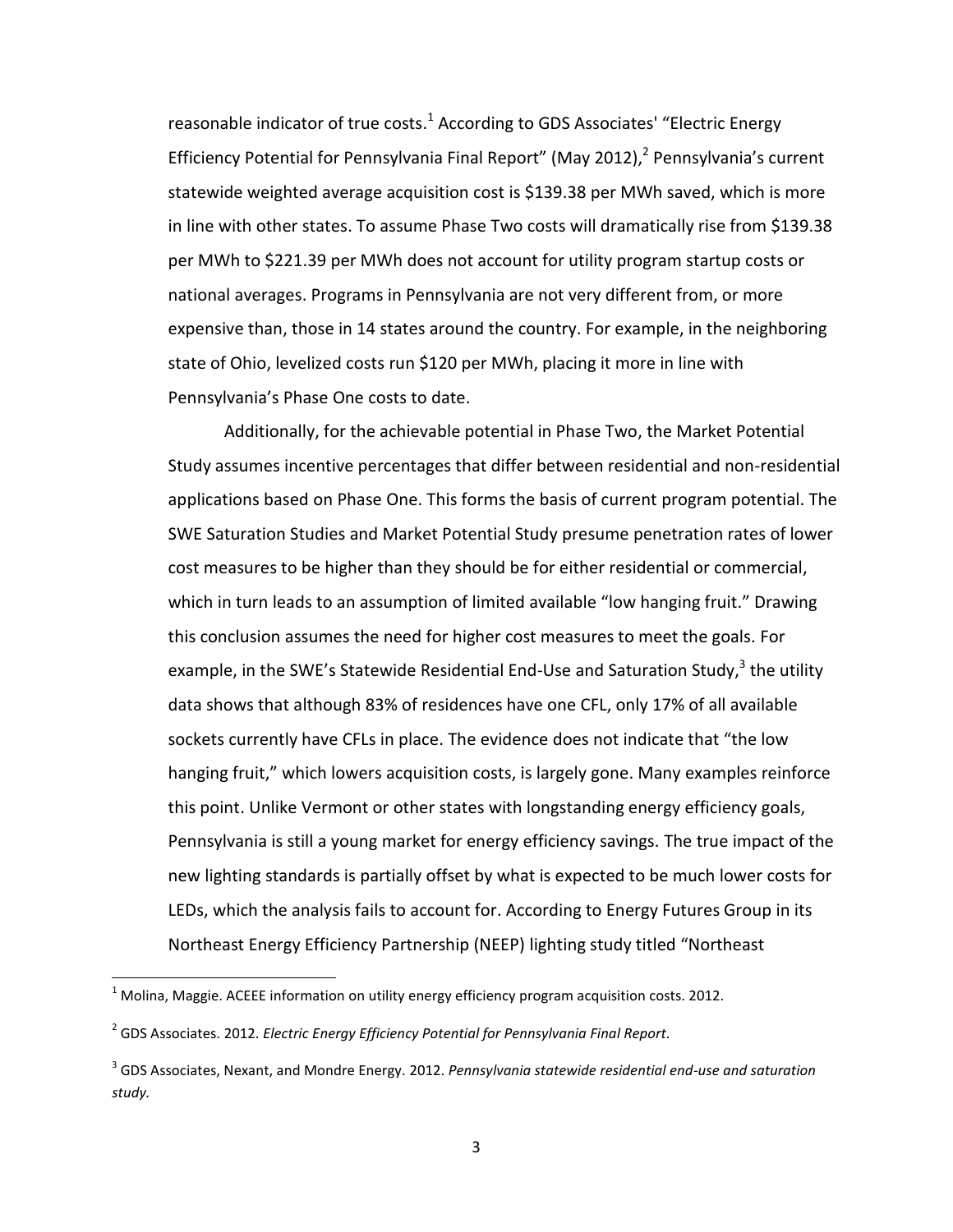reasonable indicator of true costs.[1] According to GDS Associates' "Electric Energy Efficiency Potential for Pennsylvania Final Report" (May 2012),[2] Pennsylvania's current statewide weighted average acquisition cost is $139.38 per MWh saved, which is more in line with other states. To assume Phase Two costs will dramatically rise from $139.38 per MWh to $221.39 per MWh does not account for utility program startup costs or national averages. Programs in Pennsylvania are not very different from, or more expensive than, those in 14 states around the country. For example, in the neighboring state of Ohio, levelized costs run $120 per MWh, placing it more in line with Pennsylvania's Phase One costs to date.

Additionally, for the achievable potential in Phase Two, the Market Potential Study assumes incentive percentages that differ between residential and non-residential applications based on Phase One. This forms the basis of current program potential. The SWE Saturation Studies and Market Potential Study presume penetration rates of lower cost measures to be higher than they should be for either residential or commercial, which in turn leads to an assumption of limited available "low hanging fruit." Drawing this conclusion assumes the need for higher cost measures to meet the goals. For example, in the SWE's Statewide Residential End-Use and Saturation Study,[3] the utility data shows that although 83% of residences have one CFL, only 17% of all available sockets currently have CFLs in place. The evidence does not indicate that "the low hanging fruit," which lowers acquisition costs, is largely gone. Many examples reinforce this point. Unlike Vermont or other states with longstanding energy efficiency goals, Pennsylvania is still a young market for energy efficiency savings. The true impact of the new lighting standards is partially offset by what is expected to be much lower costs for LEDs, which the analysis fails to account for. According to Energy Futures Group in its Northeast Energy Efficiency Partnership (NEEP) lighting study titled "Northeast

---

[1] Molina, Maggie. ACEEE information on utility energy efficiency program acquisition costs. 2012.

[2] GDS Associates. 2012. *Electric Energy Efficiency Potential for Pennsylvania Final Report.*

[3] GDS Associates, Nexant, and Mondre Energy. 2012. *Pennsylvania statewide residential end-use and saturation study.*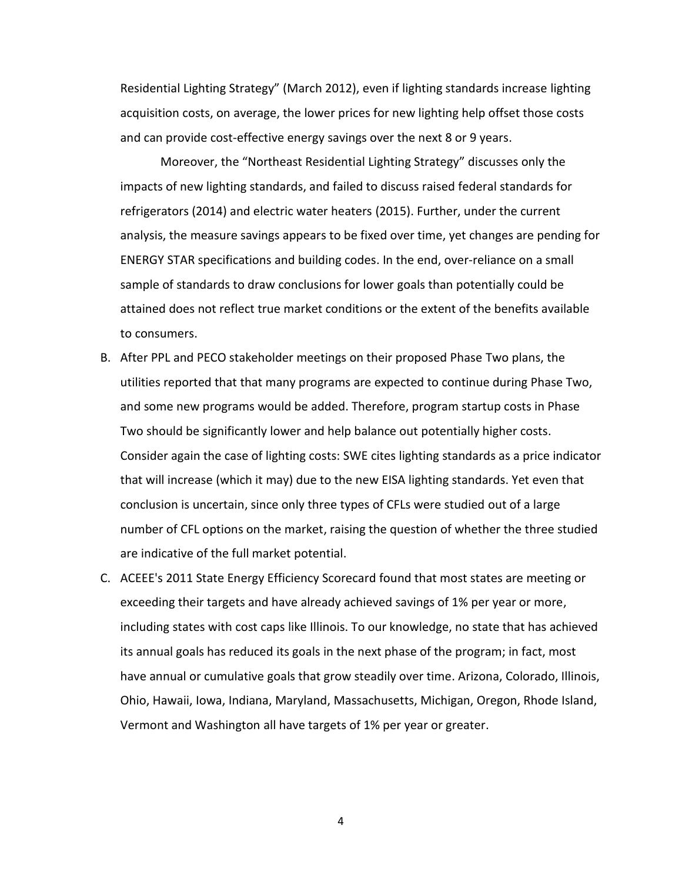Residential Lighting Strategy" (March 2012), even if lighting standards increase lighting acquisition costs, on average, the lower prices for new lighting help offset those costs and can provide cost-effective energy savings over the next 8 or 9 years.

Moreover, the "Northeast Residential Lighting Strategy" discusses only the impacts of new lighting standards, and failed to discuss raised federal standards for refrigerators (2014) and electric water heaters (2015). Further, under the current analysis, the measure savings appears to be fixed over time, yet changes are pending for ENERGY STAR specifications and building codes. In the end, over-reliance on a small sample of standards to draw conclusions for lower goals than potentially could be attained does not reflect true market conditions or the extent of the benefits available to consumers.

B. After PPL and PECO stakeholder meetings on their proposed Phase Two plans, the utilities reported that that many programs are expected to continue during Phase Two, and some new programs would be added. Therefore, program startup costs in Phase Two should be significantly lower and help balance out potentially higher costs. Consider again the case of lighting costs: SWE cites lighting standards as a price indicator that will increase (which it may) due to the new EISA lighting standards. Yet even that conclusion is uncertain, since only three types of CFLs were studied out of a large number of CFL options on the market, raising the question of whether the three studied are indicative of the full market potential.

C. ACEEE's 2011 State Energy Efficiency Scorecard found that most states are meeting or exceeding their targets and have already achieved savings of 1% per year or more, including states with cost caps like Illinois. To our knowledge, no state that has achieved its annual goals has reduced its goals in the next phase of the program; in fact, most have annual or cumulative goals that grow steadily over time. Arizona, Colorado, Illinois, Ohio, Hawaii, Iowa, Indiana, Maryland, Massachusetts, Michigan, Oregon, Rhode Island, Vermont and Washington all have targets of 1% per year or greater.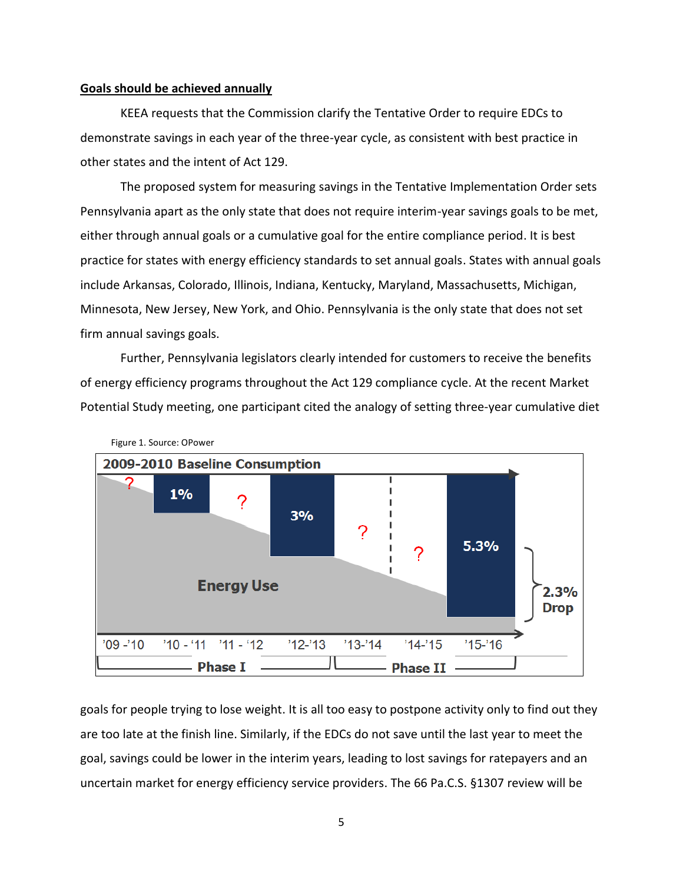**Goals should be achieved annually**

KEEA requests that the Commission clarify the Tentative Order to require EDCs to demonstrate savings in each year of the three-year cycle, as consistent with best practice in other states and the intent of Act 129.

The proposed system for measuring savings in the Tentative Implementation Order sets Pennsylvania apart as the only state that does not require interim-year savings goals to be met, either through annual goals or a cumulative goal for the entire compliance period. It is best practice for states with energy efficiency standards to set annual goals. States with annual goals include Arkansas, Colorado, Illinois, Indiana, Kentucky, Maryland, Massachusetts, Michigan, Minnesota, New Jersey, New York, and Ohio. Pennsylvania is the only state that does not set firm annual savings goals.

Further, Pennsylvania legislators clearly intended for customers to receive the benefits of energy efficiency programs throughout the Act 129 compliance cycle. At the recent Market Potential Study meeting, one participant cited the analogy of setting three-year cumulative diet

Figure 1. Source: OPower

2009-2010 Baseline Consumption

| | '09 -'10 | '10 - '11 | '11 - '12 | '12-'13 | '13-'14 | '14-'15 | '15-'16 |
|---|---|---|---|---|---|---|---|
| Savings | ? | 1% | ? | 3% | ? | ? | 5.3% |

Energy Use

2.3% Drop

Phase I ('09-'10 to '12-'13); Phase II ('13-'14 to '15-'16)

goals for people trying to lose weight. It is all too easy to postpone activity only to find out they are too late at the finish line. Similarly, if the EDCs do not save until the last year to meet the goal, savings could be lower in the interim years, leading to lost savings for ratepayers and an uncertain market for energy efficiency service providers. The 66 Pa.C.S. §1307 review will be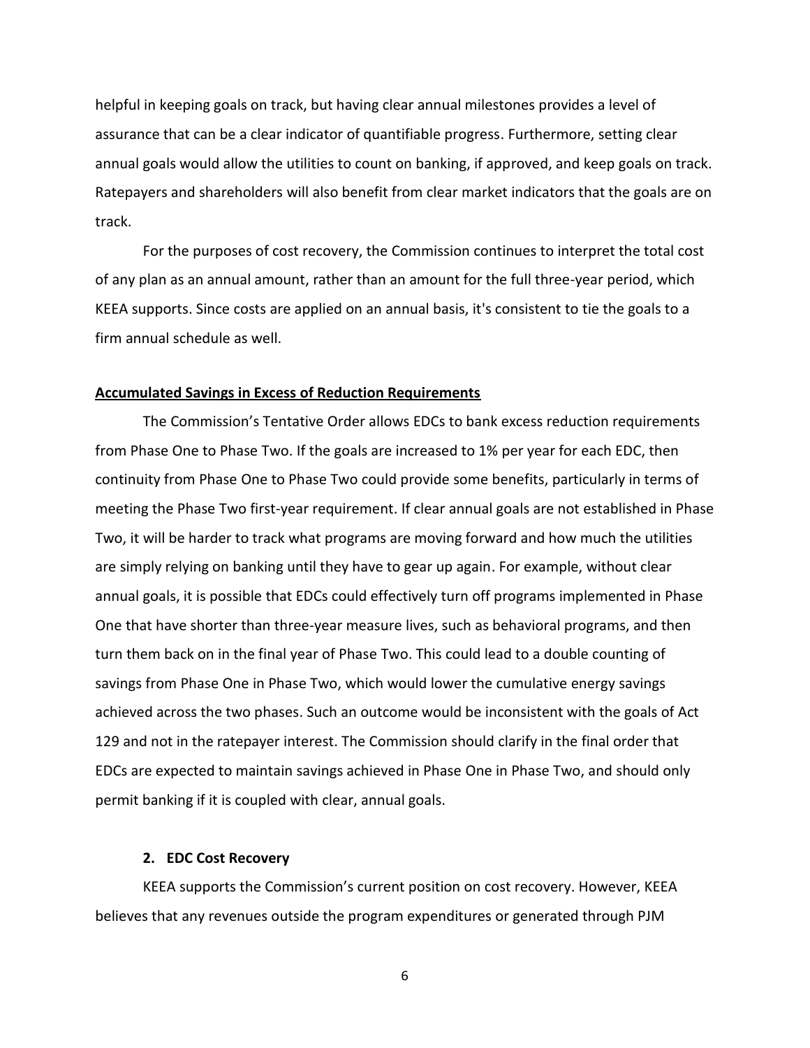helpful in keeping goals on track, but having clear annual milestones provides a level of assurance that can be a clear indicator of quantifiable progress. Furthermore, setting clear annual goals would allow the utilities to count on banking, if approved, and keep goals on track. Ratepayers and shareholders will also benefit from clear market indicators that the goals are on track.

For the purposes of cost recovery, the Commission continues to interpret the total cost of any plan as an annual amount, rather than an amount for the full three-year period, which KEEA supports. Since costs are applied on an annual basis, it's consistent to tie the goals to a firm annual schedule as well.

**Accumulated Savings in Excess of Reduction Requirements**

The Commission's Tentative Order allows EDCs to bank excess reduction requirements from Phase One to Phase Two. If the goals are increased to 1% per year for each EDC, then continuity from Phase One to Phase Two could provide some benefits, particularly in terms of meeting the Phase Two first-year requirement. If clear annual goals are not established in Phase Two, it will be harder to track what programs are moving forward and how much the utilities are simply relying on banking until they have to gear up again. For example, without clear annual goals, it is possible that EDCs could effectively turn off programs implemented in Phase One that have shorter than three-year measure lives, such as behavioral programs, and then turn them back on in the final year of Phase Two. This could lead to a double counting of savings from Phase One in Phase Two, which would lower the cumulative energy savings achieved across the two phases. Such an outcome would be inconsistent with the goals of Act 129 and not in the ratepayer interest. The Commission should clarify in the final order that EDCs are expected to maintain savings achieved in Phase One in Phase Two, and should only permit banking if it is coupled with clear, annual goals.

**2. EDC Cost Recovery**

KEEA supports the Commission's current position on cost recovery. However, KEEA believes that any revenues outside the program expenditures or generated through PJM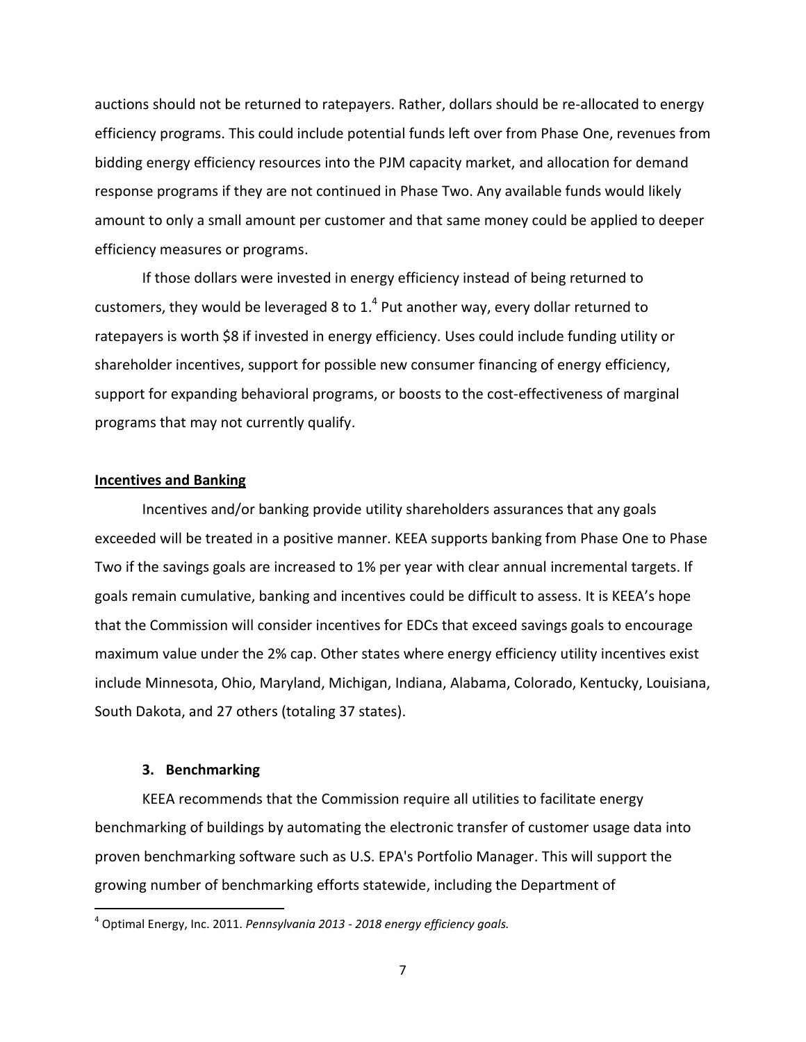auctions should not be returned to ratepayers. Rather, dollars should be re-allocated to energy efficiency programs. This could include potential funds left over from Phase One, revenues from bidding energy efficiency resources into the PJM capacity market, and allocation for demand response programs if they are not continued in Phase Two. Any available funds would likely amount to only a small amount per customer and that same money could be applied to deeper efficiency measures or programs.

If those dollars were invested in energy efficiency instead of being returned to customers, they would be leveraged 8 to 1.[4] Put another way, every dollar returned to ratepayers is worth $8 if invested in energy efficiency. Uses could include funding utility or shareholder incentives, support for possible new consumer financing of energy efficiency, support for expanding behavioral programs, or boosts to the cost-effectiveness of marginal programs that may not currently qualify.

**Incentives and Banking**

Incentives and/or banking provide utility shareholders assurances that any goals exceeded will be treated in a positive manner. KEEA supports banking from Phase One to Phase Two if the savings goals are increased to 1% per year with clear annual incremental targets. If goals remain cumulative, banking and incentives could be difficult to assess. It is KEEA's hope that the Commission will consider incentives for EDCs that exceed savings goals to encourage maximum value under the 2% cap. Other states where energy efficiency utility incentives exist include Minnesota, Ohio, Maryland, Michigan, Indiana, Alabama, Colorado, Kentucky, Louisiana, South Dakota, and 27 others (totaling 37 states).

### 3. Benchmarking

KEEA recommends that the Commission require all utilities to facilitate energy benchmarking of buildings by automating the electronic transfer of customer usage data into proven benchmarking software such as U.S. EPA's Portfolio Manager. This will support the growing number of benchmarking efforts statewide, including the Department of

---

[4] Optimal Energy, Inc. 2011. *Pennsylvania 2013 - 2018 energy efficiency goals.*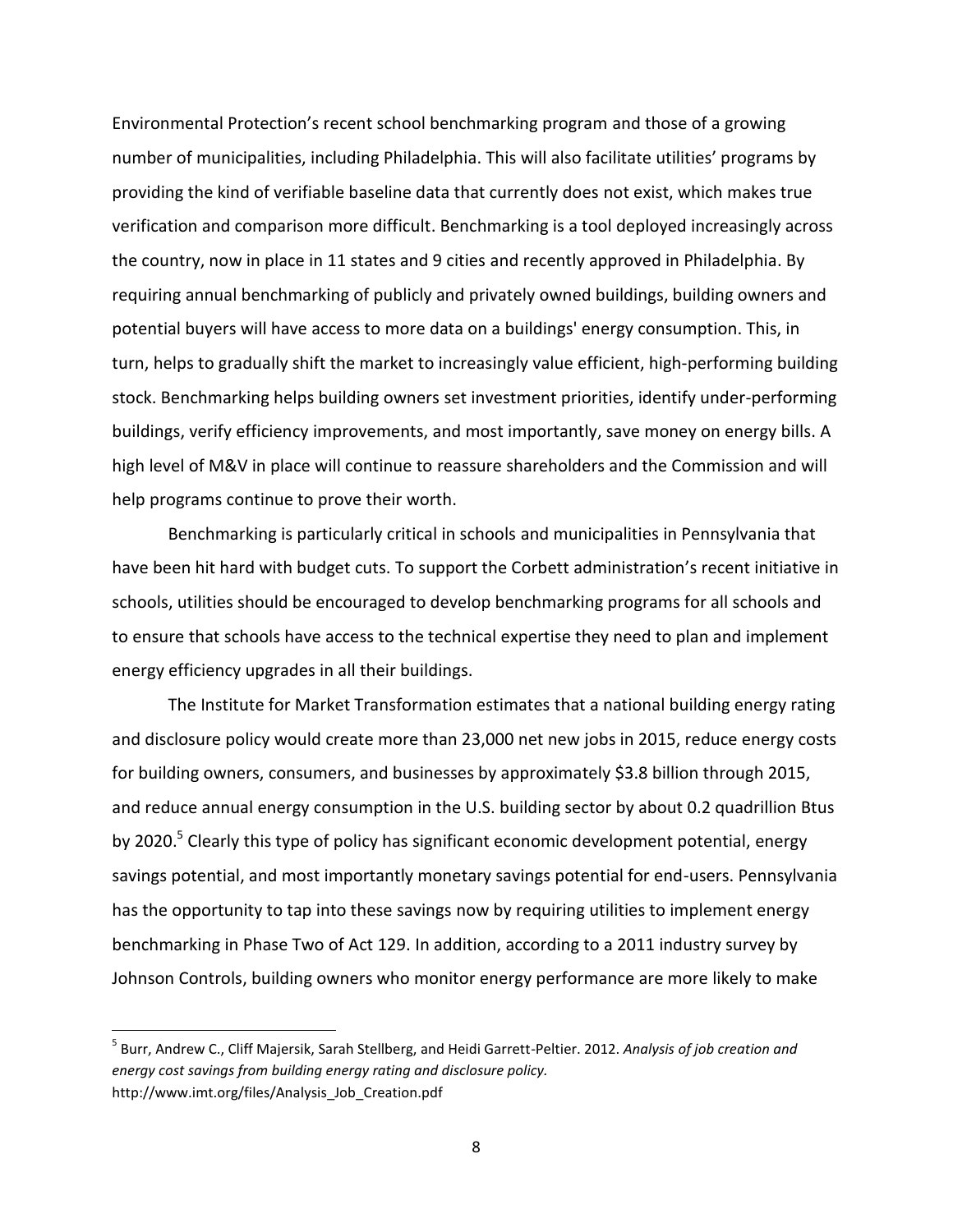Environmental Protection's recent school benchmarking program and those of a growing number of municipalities, including Philadelphia. This will also facilitate utilities' programs by providing the kind of verifiable baseline data that currently does not exist, which makes true verification and comparison more difficult. Benchmarking is a tool deployed increasingly across the country, now in place in 11 states and 9 cities and recently approved in Philadelphia. By requiring annual benchmarking of publicly and privately owned buildings, building owners and potential buyers will have access to more data on a buildings' energy consumption. This, in turn, helps to gradually shift the market to increasingly value efficient, high-performing building stock. Benchmarking helps building owners set investment priorities, identify under-performing buildings, verify efficiency improvements, and most importantly, save money on energy bills. A high level of M&V in place will continue to reassure shareholders and the Commission and will help programs continue to prove their worth.

Benchmarking is particularly critical in schools and municipalities in Pennsylvania that have been hit hard with budget cuts. To support the Corbett administration's recent initiative in schools, utilities should be encouraged to develop benchmarking programs for all schools and to ensure that schools have access to the technical expertise they need to plan and implement energy efficiency upgrades in all their buildings.

The Institute for Market Transformation estimates that a national building energy rating and disclosure policy would create more than 23,000 net new jobs in 2015, reduce energy costs for building owners, consumers, and businesses by approximately \$3.8 billion through 2015, and reduce annual energy consumption in the U.S. building sector by about 0.2 quadrillion Btus by 2020.[5] Clearly this type of policy has significant economic development potential, energy savings potential, and most importantly monetary savings potential for end-users. Pennsylvania has the opportunity to tap into these savings now by requiring utilities to implement energy benchmarking in Phase Two of Act 129. In addition, according to a 2011 industry survey by Johnson Controls, building owners who monitor energy performance are more likely to make

---

[5] Burr, Andrew C., Cliff Majersik, Sarah Stellberg, and Heidi Garrett-Peltier. 2012. *Analysis of job creation and energy cost savings from building energy rating and disclosure policy.* http://www.imt.org/files/Analysis_Job_Creation.pdf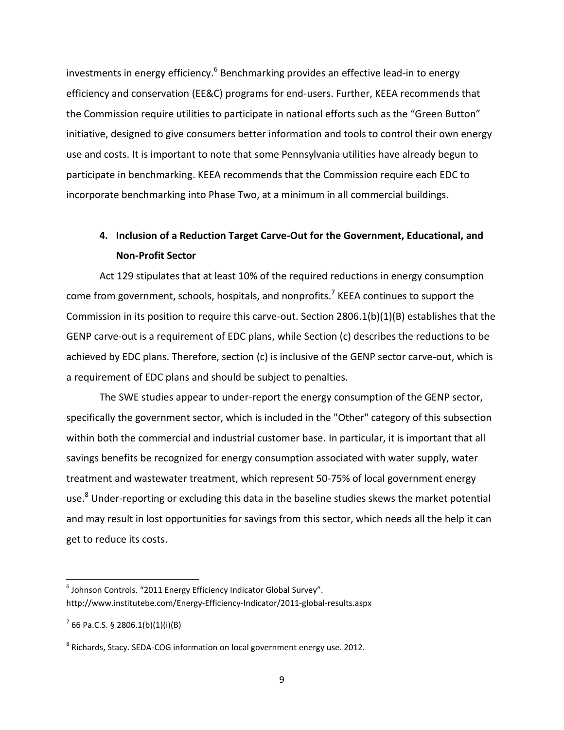investments in energy efficiency.[6] Benchmarking provides an effective lead-in to energy efficiency and conservation (EE&C) programs for end-users. Further, KEEA recommends that the Commission require utilities to participate in national efforts such as the "Green Button" initiative, designed to give consumers better information and tools to control their own energy use and costs. It is important to note that some Pennsylvania utilities have already begun to participate in benchmarking. KEEA recommends that the Commission require each EDC to incorporate benchmarking into Phase Two, at a minimum in all commercial buildings.

### 4. Inclusion of a Reduction Target Carve-Out for the Government, Educational, and Non-Profit Sector

Act 129 stipulates that at least 10% of the required reductions in energy consumption come from government, schools, hospitals, and nonprofits.[7] KEEA continues to support the Commission in its position to require this carve-out. Section 2806.1(b)(1)(B) establishes that the GENP carve-out is a requirement of EDC plans, while Section (c) describes the reductions to be achieved by EDC plans. Therefore, section (c) is inclusive of the GENP sector carve-out, which is a requirement of EDC plans and should be subject to penalties.

The SWE studies appear to under-report the energy consumption of the GENP sector, specifically the government sector, which is included in the "Other" category of this subsection within both the commercial and industrial customer base. In particular, it is important that all savings benefits be recognized for energy consumption associated with water supply, water treatment and wastewater treatment, which represent 50-75% of local government energy use.[8] Under-reporting or excluding this data in the baseline studies skews the market potential and may result in lost opportunities for savings from this sector, which needs all the help it can get to reduce its costs.

---

[6] Johnson Controls. "2011 Energy Efficiency Indicator Global Survey". http://www.institutebe.com/Energy-Efficiency-Indicator/2011-global-results.aspx

[7] 66 Pa.C.S. § 2806.1(b)(1)(i)(B)

[8] Richards, Stacy. SEDA-COG information on local government energy use. 2012.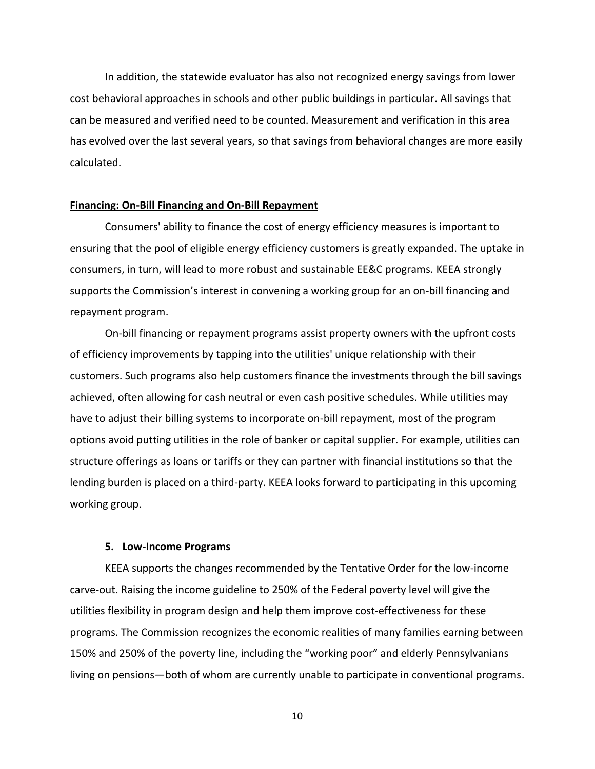In addition, the statewide evaluator has also not recognized energy savings from lower cost behavioral approaches in schools and other public buildings in particular. All savings that can be measured and verified need to be counted. Measurement and verification in this area has evolved over the last several years, so that savings from behavioral changes are more easily calculated.

**Financing: On-Bill Financing and On-Bill Repayment**

Consumers' ability to finance the cost of energy efficiency measures is important to ensuring that the pool of eligible energy efficiency customers is greatly expanded. The uptake in consumers, in turn, will lead to more robust and sustainable EE&C programs. KEEA strongly supports the Commission's interest in convening a working group for an on-bill financing and repayment program.

On-bill financing or repayment programs assist property owners with the upfront costs of efficiency improvements by tapping into the utilities' unique relationship with their customers. Such programs also help customers finance the investments through the bill savings achieved, often allowing for cash neutral or even cash positive schedules. While utilities may have to adjust their billing systems to incorporate on-bill repayment, most of the program options avoid putting utilities in the role of banker or capital supplier. For example, utilities can structure offerings as loans or tariffs or they can partner with financial institutions so that the lending burden is placed on a third-party. KEEA looks forward to participating in this upcoming working group.

**5. Low-Income Programs**

KEEA supports the changes recommended by the Tentative Order for the low-income carve-out. Raising the income guideline to 250% of the Federal poverty level will give the utilities flexibility in program design and help them improve cost-effectiveness for these programs. The Commission recognizes the economic realities of many families earning between 150% and 250% of the poverty line, including the "working poor" and elderly Pennsylvanians living on pensions—both of whom are currently unable to participate in conventional programs.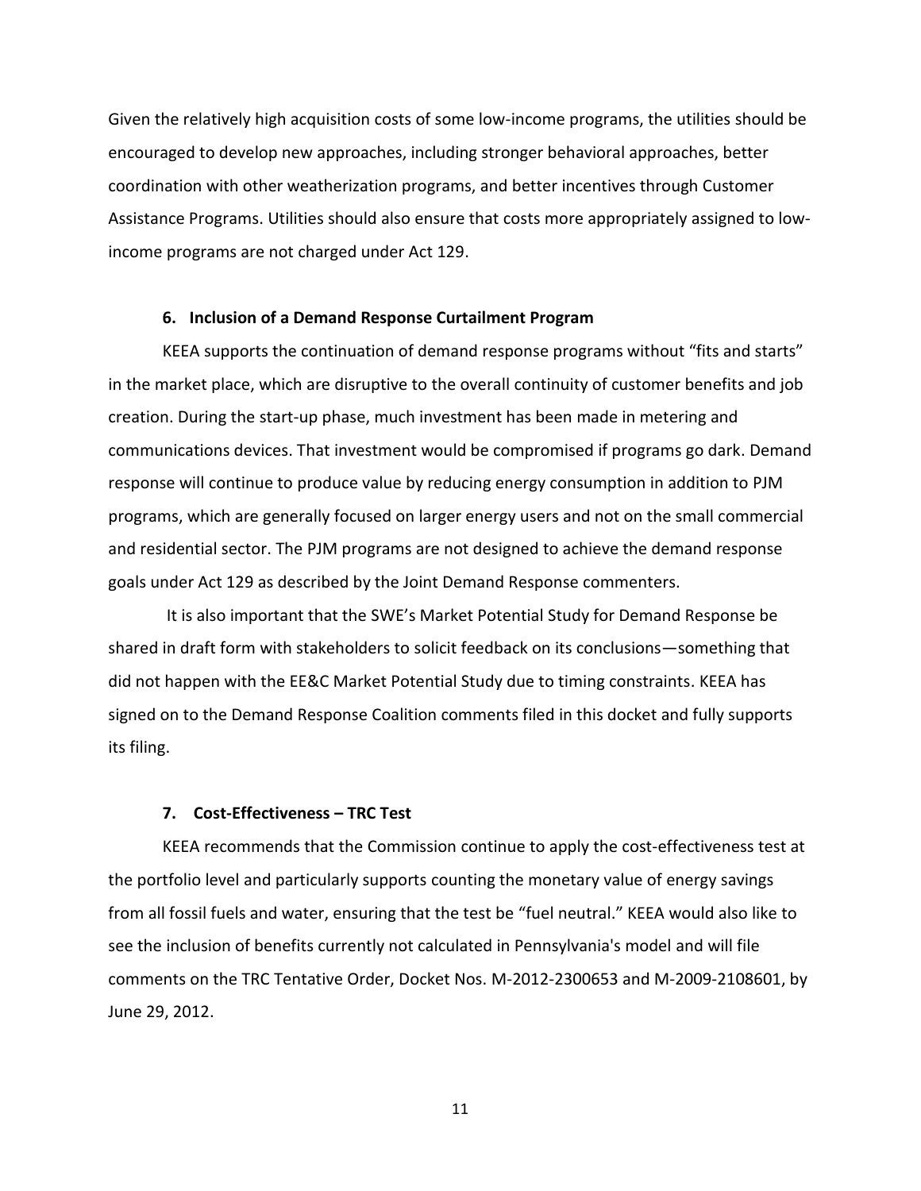Given the relatively high acquisition costs of some low-income programs, the utilities should be encouraged to develop new approaches, including stronger behavioral approaches, better coordination with other weatherization programs, and better incentives through Customer Assistance Programs. Utilities should also ensure that costs more appropriately assigned to low-income programs are not charged under Act 129.

### 6. Inclusion of a Demand Response Curtailment Program

KEEA supports the continuation of demand response programs without "fits and starts" in the market place, which are disruptive to the overall continuity of customer benefits and job creation. During the start-up phase, much investment has been made in metering and communications devices. That investment would be compromised if programs go dark. Demand response will continue to produce value by reducing energy consumption in addition to PJM programs, which are generally focused on larger energy users and not on the small commercial and residential sector. The PJM programs are not designed to achieve the demand response goals under Act 129 as described by the Joint Demand Response commenters.

It is also important that the SWE's Market Potential Study for Demand Response be shared in draft form with stakeholders to solicit feedback on its conclusions—something that did not happen with the EE&C Market Potential Study due to timing constraints. KEEA has signed on to the Demand Response Coalition comments filed in this docket and fully supports its filing.

### 7. Cost-Effectiveness – TRC Test

KEEA recommends that the Commission continue to apply the cost-effectiveness test at the portfolio level and particularly supports counting the monetary value of energy savings from all fossil fuels and water, ensuring that the test be "fuel neutral." KEEA would also like to see the inclusion of benefits currently not calculated in Pennsylvania's model and will file comments on the TRC Tentative Order, Docket Nos. M-2012-2300653 and M-2009-2108601, by June 29, 2012.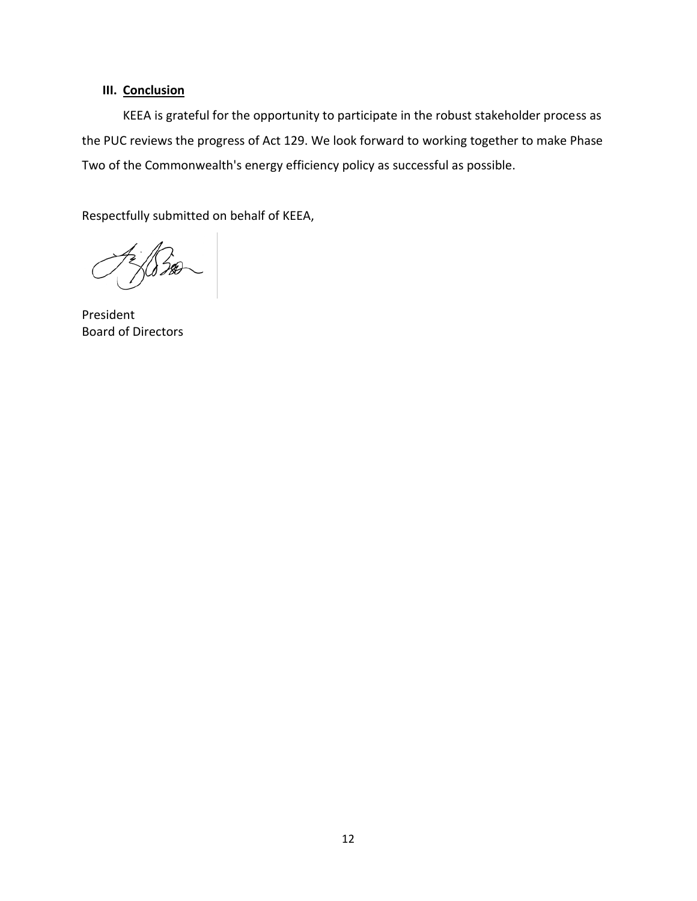### III. Conclusion

KEEA is grateful for the opportunity to participate in the robust stakeholder process as the PUC reviews the progress of Act 129. We look forward to working together to make Phase Two of the Commonwealth's energy efficiency policy as successful as possible.

Respectfully submitted on behalf of KEEA,

President
Board of Directors